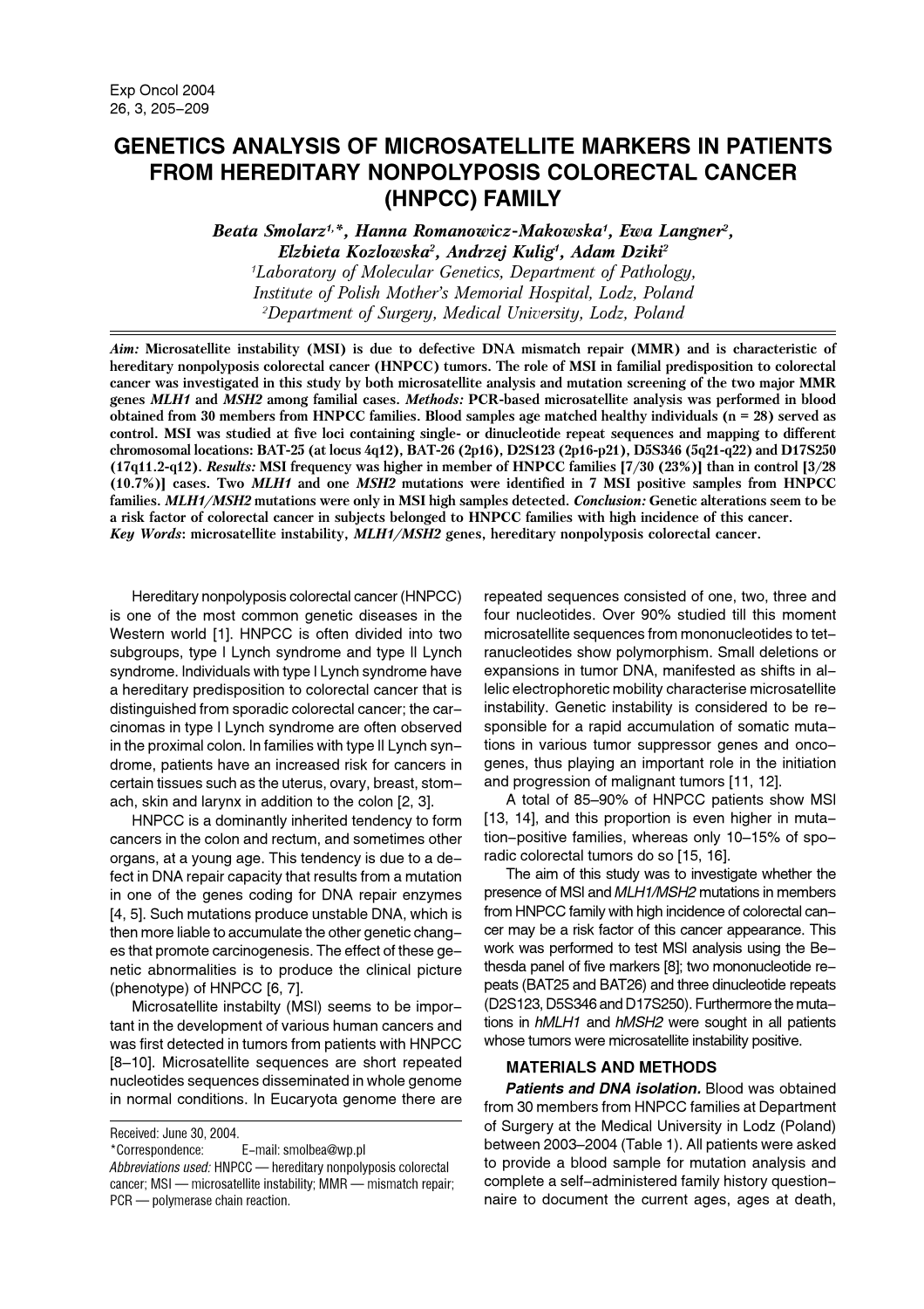# GENETICS ANALYSIS OF MICROSATELLITE MARKERS IN PATIENTS FROM HEREDITARY NONPOLYPOSIS COLORECTAL CANCER (HNPCC) FAMILY

***Beata Smolarz[1,*], Hanna Romanowicz-Makowska[1], Ewa Langner[2], Elzbieta Kozlowska[2], Andrzej Kulig[1], Adam Dziki[2]***

*[1]Laboratory of Molecular Genetics, Department of Pathology, Institute of Polish Mother's Memorial Hospital, Lodz, Poland*

*[2]Department of Surgery, Medical University, Lodz, Poland*

***Aim:*** **Microsatellite instability (MSI) is due to defective DNA mismatch repair (MMR) and is characteristic of hereditary nonpolyposis colorectal cancer (HNPCC) tumors. The role of MSI in familial predisposition to colorectal cancer was investigated in this study by both microsatellite analysis and mutation screening of the two major MMR genes *MLH1* and *MSH2* among familial cases.** ***Methods:*** **PCR-based microsatellite analysis was performed in blood obtained from 30 members from HNPCC families. Blood samples age matched healthy individuals (n = 28) served as control. MSI was studied at five loci containing single- or dinucleotide repeat sequences and mapping to different chromosomal locations: BAT-25 (at locus 4q12), BAT-26 (2p16), D2S123 (2p16-p21), D5S346 (5q21-q22) and D17S250 (17q11.2-q12).** ***Results:*** **MSI frequency was higher in member of HNPCC families [7/30 (23%)] than in control [3/28 (10.7%)] cases. Two *MLH1* and one *MSH2* mutations were identified in 7 MSI positive samples from HNPCC families. *MLH1/MSH2* mutations were only in MSI high samples detected.** ***Conclusion:*** **Genetic alterations seem to be a risk factor of colorectal cancer in subjects belonged to HNPCC families with high incidence of this cancer.**

***Key Words*****: microsatellite instability, *MLH1/MSH2* genes, hereditary nonpolyposis colorectal cancer.**

Hereditary nonpolyposis colorectal cancer (HNPCC) is one of the most common genetic diseases in the Western world [1]. HNPCC is often divided into two subgroups, type I Lynch syndrome and type II Lynch syndrome. Individuals with type I Lynch syndrome have a hereditary predisposition to colorectal cancer that is distinguished from sporadic colorectal cancer; the carcinomas in type I Lynch syndrome are often observed in the proximal colon. In families with type II Lynch syndrome, patients have an increased risk for cancers in certain tissues such as the uterus, ovary, breast, stomach, skin and larynx in addition to the colon [2, 3].

HNPCC is a dominantly inherited tendency to form cancers in the colon and rectum, and sometimes other organs, at a young age. This tendency is due to a defect in DNA repair capacity that results from a mutation in one of the genes coding for DNA repair enzymes [4, 5]. Such mutations produce unstable DNA, which is then more liable to accumulate the other genetic changes that promote carcinogenesis. The effect of these genetic abnormalities is to produce the clinical picture (phenotype) of HNPCC [6, 7].

Microsatellite instabilty (MSI) seems to be important in the development of various human cancers and was first detected in tumors from patients with HNPCC [8–10]. Microsatellite sequences are short repeated nucleotides sequences disseminated in whole genome in normal conditions. In Eucaryota genome there are repeated sequences consisted of one, two, three and four nucleotides. Over 90% studied till this moment microsatellite sequences from mononucleotides to tetranucleotides show polymorphism. Small deletions or expansions in tumor DNA, manifested as shifts in allelic electrophoretic mobility characterise microsatellite instability. Genetic instability is considered to be responsible for a rapid accumulation of somatic mutations in various tumor suppressor genes and oncogenes, thus playing an important role in the initiation and progression of malignant tumors [11, 12].

A total of 85–90% of HNPCC patients show MSI [13, 14], and this proportion is even higher in mutation-positive families, whereas only 10–15% of sporadic colorectal tumors do so [15, 16].

The aim of this study was to investigate whether the presence of MSI and *MLH1/MSH2* mutations in members from HNPCC family with high incidence of colorectal cancer may be a risk factor of this cancer appearance. This work was performed to test MSI analysis using the Bethesda panel of five markers [8]; two mononucleotide repeats (BAT25 and BAT26) and three dinucleotide repeats (D2S123, D5S346 and D17S250). Furthermore the mutations in *hMLH1* and *hMSH2* were sought in all patients whose tumors were microsatellite instability positive.

## MATERIALS AND METHODS

***Patients and DNA isolation.*** Blood was obtained from 30 members from HNPCC families at Department of Surgery at the Medical University in Lodz (Poland) between 2003–2004 (Table 1). All patients were asked to provide a blood sample for mutation analysis and complete a self-administered family history questionnaire to document the current ages, ages at death,

Received: June 30, 2004.
*Correspondence: E-mail: smolbea@wp.pl
*Abbreviations used:* HNPCC — hereditary nonpolyposis colorectal cancer; MSI — microsatellite instability; MMR — mismatch repair; PCR — polymerase chain reaction.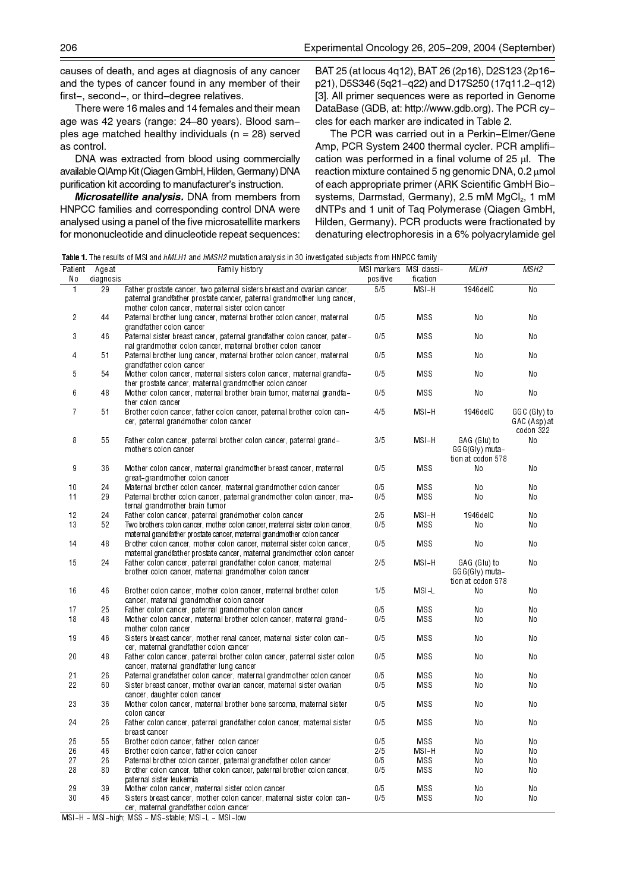causes of death, and ages at diagnosis of any cancer and the types of cancer found in any member of their first–, second–, or third–degree relatives.

There were 16 males and 14 females and their mean age was 42 years (range: 24–80 years). Blood samples age matched healthy individuals (n = 28) served as control.

DNA was extracted from blood using commercially available QIAmp Kit (Qiagen GmbH, Hilden, Germany) DNA purification kit according to manufacturer's instruction.

***Microsatellite analysis.*** DNA from members from HNPCC families and corresponding control DNA were analysed using a panel of the five microsatellite markers for mononucleotide and dinucleotide repeat sequences: BAT 25 (at locus 4q12), BAT 26 (2p16), D2S123 (2p16–p21), D5S346 (5q21–q22) and D17S250 (17q11.2–q12) [3]. All primer sequences were as reported in Genome DataBase (GDB, at: http://www.gdb.org). The PCR cycles for each marker are indicated in Table 2.

The PCR was carried out in a Perkin–Elmer/Gene Amp, PCR System 2400 thermal cycler. PCR amplification was performed in a final volume of 25 μl. The reaction mixture contained 5 ng genomic DNA, 0.2 μmol of each appropriate primer (ARK Scientific GmbH Biosystems, Darmstad, Germany), 2.5 mM $MgCl_2$, 1 mM dNTPs and 1 unit of Taq Polymerase (Qiagen GmbH, Hilden, Germany). PCR products were fractionated by denaturing electrophoresis in a 6% polyacrylamide gel

**Table 1.** The results of MSI and *hMLH1* and *hMSH2* mutation analysis in 30 investigated subjects from HNPCC family

| Patient No | Age at diagnosis | Family history | MSI markers positive | MSI classification | *MLH1* | *MSH2* |
|---|---|---|---|---|---|---|
| 1 | 29 | Father prostate cancer, two paternal sisters breast and ovarian cancer, paternal grandfather prostate cancer, paternal grandmother lung cancer, mother colon cancer, maternal sister colon cancer | 5/5 | MSI–H | 1946delC | No |
| 2 | 44 | Paternal brother lung cancer, maternal brother colon cancer, maternal grandfather colon cancer | 0/5 | MSS | No | No |
| 3 | 46 | Paternal sister breast cancer, paternal grandfather colon cancer, paternal grandmother colon cancer, maternal brother colon cancer | 0/5 | MSS | No | No |
| 4 | 51 | Paternal brother lung cancer, maternal brother colon cancer, maternal grandfather colon cancer | 0/5 | MSS | No | No |
| 5 | 54 | Mother colon cancer, maternal sisters colon cancer, maternal grandfather prostate cancer, maternal grandmother colon cancer | 0/5 | MSS | No | No |
| 6 | 48 | Mother colon cancer, maternal brother brain tumor, maternal grandfather colon cancer | 0/5 | MSS | No | No |
| 7 | 51 | Brother colon cancer, father colon cancer, paternal brother colon cancer, paternal grandmother colon cancer | 4/5 | MSI–H | 1946delC | GGC (Gly) to GAC (Asp) at codon 322 |
| 8 | 55 | Father colon cancer, paternal brother colon cancer, paternal grandmothers colon cancer | 3/5 | MSI–H | GAG (Glu) to GGG(Gly) mutation at codon 578 | No |
| 9 | 36 | Mother colon cancer, maternal grandmother breast cancer, maternal great–grandmother colon cancer | 0/5 | MSS | No | No |
| 10 | 24 | Maternal brother colon cancer, maternal grandmother colon cancer | 0/5 | MSS | No | No |
| 11 | 29 | Paternal brother colon cancer, paternal grandmother colon cancer, maternal grandmother brain tumor | 0/5 | MSS | No | No |
| 12 | 24 | Father colon cancer, paternal grandmother colon cancer | 2/5 | MSI–H | 1946delC | No |
| 13 | 52 | Two brothers colon cancer, mother colon cancer, maternal sister colon cancer, maternal grandfather prostate cancer, maternal grandmother colon cancer | 0/5 | MSS | No | No |
| 14 | 48 | Brother colon cancer, mother colon cancer, maternal sister colon cancer, maternal grandfather prostate cancer, maternal grandmother colon cancer | 0/5 | MSS | No | No |
| 15 | 24 | Father colon cancer, paternal grandfather colon cancer, maternal brother colon cancer, maternal grandmother colon cancer | 2/5 | MSI–H | GAG (Glu) to GGG(Gly) mutation at codon 578 | No |
| 16 | 46 | Brother colon cancer, mother colon cancer, maternal brother colon cancer, maternal grandmother colon cancer | 1/5 | MSI–L | No | No |
| 17 | 25 | Father colon cancer, paternal grandmother colon cancer | 0/5 | MSS | No | No |
| 18 | 48 | Mother colon cancer, maternal brother colon cancer, maternal grandmother colon cancer | 0/5 | MSS | No | No |
| 19 | 46 | Sisters breast cancer, mother renal cancer, maternal sister colon cancer, maternal grandfather colon cancer | 0/5 | MSS | No | No |
| 20 | 48 | Father colon cancer, paternal brother colon cancer, paternal sister colon cancer, maternal grandfather lung cancer | 0/5 | MSS | No | No |
| 21 | 26 | Paternal grandfather colon cancer, maternal grandmother colon cancer | 0/5 | MSS | No | No |
| 22 | 60 | Sister breast cancer, mother ovarian cancer, maternal sister ovarian cancer, daughter colon cancer | 0/5 | MSS | No | No |
| 23 | 36 | Mother colon cancer, maternal brother bone sarcoma, maternal sister colon cancer | 0/5 | MSS | No | No |
| 24 | 26 | Father colon cancer, paternal grandfather colon cancer, maternal sister breast cancer | 0/5 | MSS | No | No |
| 25 | 55 | Brother colon cancer, father colon cancer | 0/5 | MSS | No | No |
| 26 | 46 | Brother colon cancer, father colon cancer | 2/5 | MSI–H | No | No |
| 27 | 26 | Paternal brother colon cancer, paternal grandfather colon cancer | 0/5 | MSS | No | No |
| 28 | 80 | Brother colon cancer, father colon cancer, paternal brother colon cancer, paternal sister leukemia | 0/5 | MSS | No | No |
| 29 | 39 | Mother colon cancer, maternal sister colon cancer | 0/5 | MSS | No | No |
| 30 | 46 | Sisters breast cancer, mother colon cancer, maternal sister colon cancer, maternal grandfather colon cancer | 0/5 | MSS | No | No |

MSI–H – MSI–high; MSS – MS–stable; MSI–L – MSI–low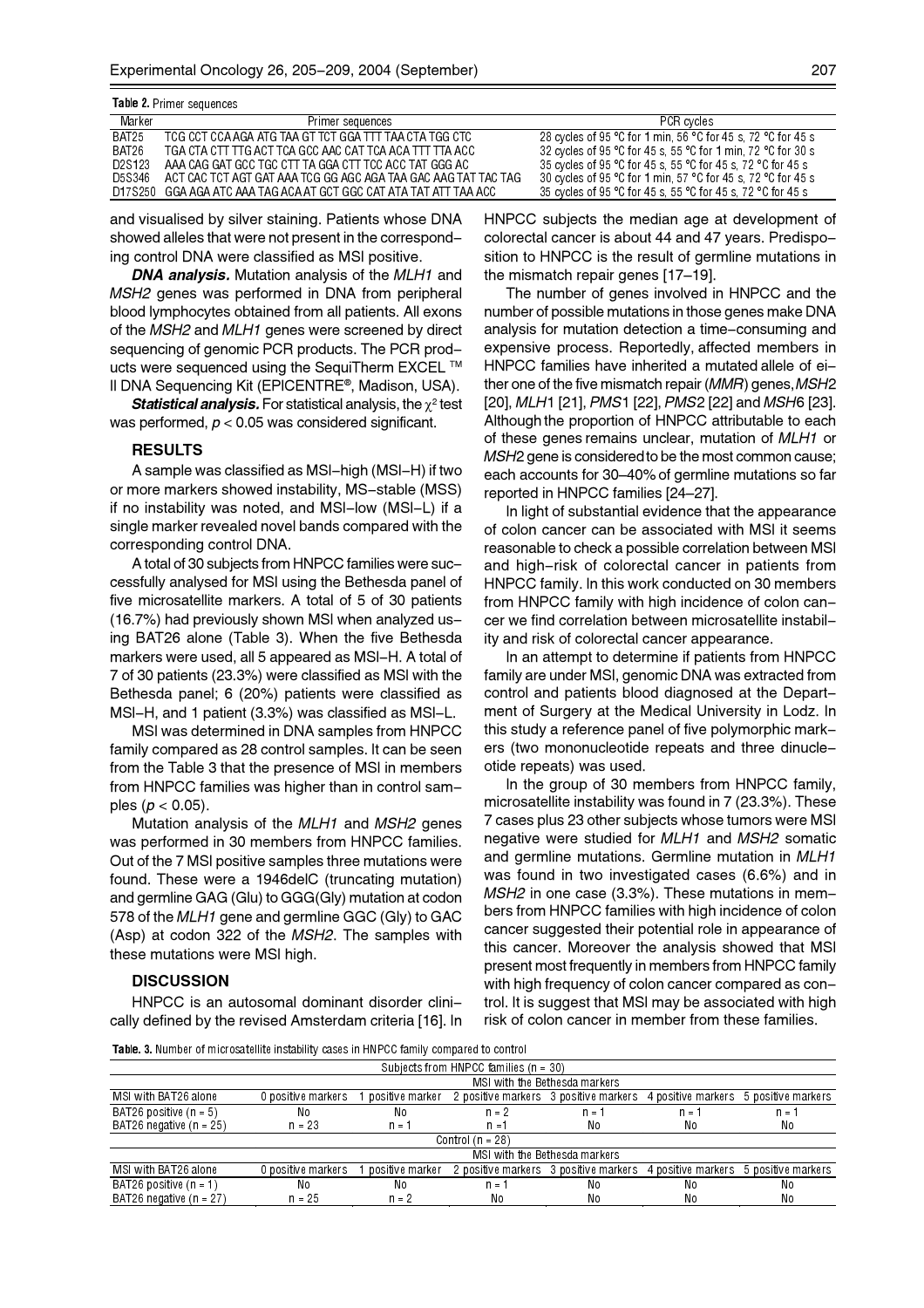**Table 2.** Primer sequences

| Marker | Primer sequences | PCR cycles |
|---|---|---|
| BAT25 | TCG CCT CCA AGA ATG TAA GT TCT GGA TTT TAA CTA TGG CTC | 28 cycles of 95 °C for 1 min, 56 °C for 45 s, 72 °C for 45 s |
| BAT26 | TGA CTA CTT TTG ACT TCA GCC AAC CAT TCA ACA TTT TTA ACC | 32 cycles of 95 °C for 45 s, 55 °C for 1 min, 72 °C for 30 s |
| D2S123 | AAA CAG GAT GCC TGC CTT TA GGA CTT TCC ACC TAT GGG AC | 35 cycles of 95 °C for 45 s, 55 °C for 45 s, 72 °C for 45 s |
| D5S346 | ACT CAC TCT AGT GAT AAA TCG GG AGC AGA TAA GAC AAG TAT TAC TAG | 30 cycles of 95 °C for 1 min, 57 °C for 45 s, 72 °C for 45 s |
| D17S250 | GGA AGA ATC AAA TAG ACA AT GCT GGC CAT ATA TAT ATT TAA ACC | 35 cycles of 95 °C for 45 s, 55 °C for 45 s, 72 °C for 45 s |

and visualised by silver staining. Patients whose DNA showed alleles that were not present in the corresponding control DNA were classified as MSI positive.

***DNA analysis.*** Mutation analysis of the *MLH1* and *MSH2* genes was performed in DNA from peripheral blood lymphocytes obtained from all patients. All exons of the *MSH2* and *MLH1* genes were screened by direct sequencing of genomic PCR products. The PCR products were sequenced using the SequiTherm EXCEL ™ II DNA Sequencing Kit (EPICENTRE®, Madison, USA).

***Statistical analysis.*** For statistical analysis, the $\chi^2$ test was performed, $p < 0.05$ was considered significant.

## RESULTS

A sample was classified as MSI-high (MSI-H) if two or more markers showed instability, MS-stable (MSS) if no instability was noted, and MSI-low (MSI-L) if a single marker revealed novel bands compared with the corresponding control DNA.

A total of 30 subjects from HNPCC families were successfully analysed for MSI using the Bethesda panel of five microsatellite markers. A total of 5 of 30 patients (16.7%) had previously shown MSI when analyzed using BAT26 alone (Table 3). When the five Bethesda markers were used, all 5 appeared as MSI-H. A total of 7 of 30 patients (23.3%) were classified as MSI with the Bethesda panel; 6 (20%) patients were classified as MSI-H, and 1 patient (3.3%) was classified as MSI-L.

MSI was determined in DNA samples from HNPCC family compared as 28 control samples. It can be seen from the Table 3 that the presence of MSI in members from HNPCC families was higher than in control samples ($p < 0.05$).

Mutation analysis of the *MLH1* and *MSH2* genes was performed in 30 members from HNPCC families. Out of the 7 MSI positive samples three mutations were found. These were a 1946delC (truncating mutation) and germline GAG (Glu) to GGG(Gly) mutation at codon 578 of the *MLH1* gene and germline GGC (Gly) to GAC (Asp) at codon 322 of the *MSH2*. The samples with these mutations were MSI high.

## DISCUSSION

HNPCC is an autosomal dominant disorder clinically defined by the revised Amsterdam criteria [16]. In HNPCC subjects the median age at development of colorectal cancer is about 44 and 47 years. Predisposition to HNPCC is the result of germline mutations in the mismatch repair genes [17–19].

The number of genes involved in HNPCC and the number of possible mutations in those genes make DNA analysis for mutation detection a time-consuming and expensive process. Reportedly, affected members in HNPCC families have inherited a mutated allele of either one of the five mismatch repair (*MMR*) genes, *MSH2* [20], *MLH1* [21], *PMS1* [22], *PMS2* [22] and *MSH6* [23]. Although the proportion of HNPCC attributable to each of these genes remains unclear, mutation of *MLH1* or *MSH2* gene is considered to be the most common cause; each accounts for 30–40% of germline mutations so far reported in HNPCC families [24–27].

In light of substantial evidence that the appearance of colon cancer can be associated with MSI it seems reasonable to check a possible correlation between MSI and high-risk of colorectal cancer in patients from HNPCC family. In this work conducted on 30 members from HNPCC family with high incidence of colon cancer we find correlation between microsatellite instability and risk of colorectal cancer appearance.

In an attempt to determine if patients from HNPCC family are under MSI, genomic DNA was extracted from control and patients blood diagnosed at the Department of Surgery at the Medical University in Lodz. In this study a reference panel of five polymorphic markers (two mononucleotide repeats and three dinucleotide repeats) was used.

In the group of 30 members from HNPCC family, microsatellite instability was found in 7 (23.3%). These 7 cases plus 23 other subjects whose tumors were MSI negative were studied for *MLH1* and *MSH2* somatic and germline mutations. Germline mutation in *MLH1* was found in two investigated cases (6.6%) and in *MSH2* in one case (3.3%). These mutations in members from HNPCC families with high incidence of colon cancer suggested their potential role in appearance of this cancer. Moreover the analysis showed that MSI present most frequently in members from HNPCC family with high frequency of colon cancer compared as control. It is suggest that MSI may be associated with high risk of colon cancer in member from these families.

**Table. 3.** Number of microsatellite instability cases in HNPCC family compared to control

| Subjects from HNPCC families (n = 30) | | | | | | |
|---|---|---|---|---|---|---|
| | MSI with the Bethesda markers | | | | | |
| MSI with BAT26 alone | 0 positive markers | 1 positive marker | 2 positive markers | 3 positive markers | 4 positive markers | 5 positive markers |
| BAT26 positive (n = 5) | No | No | n = 2 | n = 1 | n = 1 | n = 1 |
| BAT26 negative (n = 25) | n = 23 | n = 1 | n = 1 | No | No | No |
| **Control (n = 28)** | | | | | | |
| | MSI with the Bethesda markers | | | | | |
| MSI with BAT26 alone | 0 positive markers | 1 positive marker | 2 positive markers | 3 positive markers | 4 positive markers | 5 positive markers |
| BAT26 positive (n = 1) | No | No | n = 1 | No | No | No |
| BAT26 negative (n = 27) | n = 25 | n = 2 | No | No | No | No |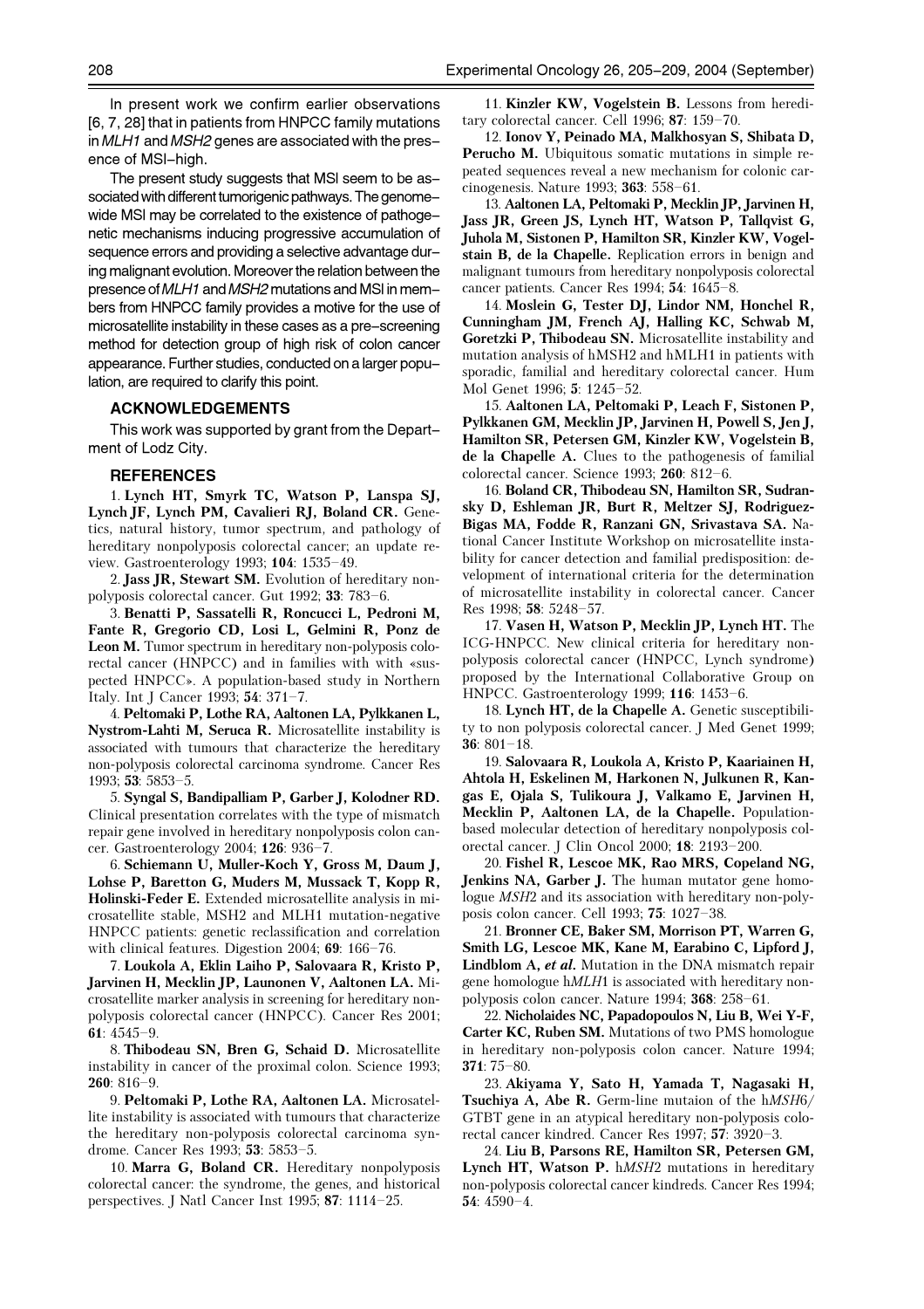In present work we confirm earlier observations [6, 7, 28] that in patients from HNPCC family mutations in *MLH1* and *MSH2* genes are associated with the presence of MSI-high.

The present study suggests that MSI seem to be associated with different tumorigenic pathways. The genome-wide MSI may be correlated to the existence of pathogenetic mechanisms inducing progressive accumulation of sequence errors and providing a selective advantage during malignant evolution. Moreover the relation between the presence of *MLH1* and *MSH2* mutations and MSI in members from HNPCC family provides a motive for the use of microsatellite instability in these cases as a pre-screening method for detection group of high risk of colon cancer appearance. Further studies, conducted on a larger population, are required to clarify this point.

## ACKNOWLEDGEMENTS

This work was supported by grant from the Department of Lodz City.

## REFERENCES

1. **Lynch HT, Smyrk TC, Watson P, Lanspa SJ, Lynch JF, Lynch PM, Cavalieri RJ, Boland CR.** Genetics, natural history, tumor spectrum, and pathology of hereditary nonpolyposis colorectal cancer; an update review. Gastroenterology 1993; **104**: 1535–49.

2. **Jass JR, Stewart SM.** Evolution of hereditary nonpolyposis colorectal cancer. Gut 1992; **33**: 783–6.

3. **Benatti P, Sassatelli R, Roncucci L, Pedroni M, Fante R, Gregorio CD, Losi L, Gelmini R, Ponz de Leon M.** Tumor spectrum in hereditary non-polyposis colorectal cancer (HNPCC) and in families with with «suspected HNPCC». A population-based study in Northern Italy. Int J Cancer 1993; **54**: 371–7.

4. **Peltomaki P, Lothe RA, Aaltonen LA, Pylkkanen L, Nystrom-Lahti M, Seruca R.** Microsatellite instability is associated with tumours that characterize the hereditary non-polyposis colorectal carcinoma syndrome. Cancer Res 1993; **53**: 5853–5.

5. **Syngal S, Bandipalliam P, Garber J, Kolodner RD.** Clinical presentation correlates with the type of mismatch repair gene involved in hereditary nonpolyposis colon cancer. Gastroenterology 2004; **126**: 936–7.

6. **Schiemann U, Muller-Koch Y, Gross M, Daum J, Lohse P, Baretton G, Muders M, Mussack T, Kopp R, Holinski-Feder E.** Extended microsatellite analysis in microsatellite stable, MSH2 and MLH1 mutation-negative HNPCC patients: genetic reclassification and correlation with clinical features. Digestion 2004; **69**: 166–76.

7. **Loukola A, Eklin Laiho P, Salovaara R, Kristo P, Jarvinen H, Mecklin JP, Launonen V, Aaltonen LA.** Microsatellite marker analysis in screening for hereditary nonpolyposis colorectal cancer (HNPCC). Cancer Res 2001; **61**: 4545–9.

8. **Thibodeau SN, Bren G, Schaid D.** Microsatellite instability in cancer of the proximal colon. Science 1993; **260**: 816–9.

9. **Peltomaki P, Lothe RA, Aaltonen LA.** Microsatellite instability is associated with tumours that characterize the hereditary non-polyposis colorectal carcinoma syndrome. Cancer Res 1993; **53**: 5853–5.

10. **Marra G, Boland CR.** Hereditary nonpolyposis colorectal cancer: the syndrome, the genes, and historical perspectives. J Natl Cancer Inst 1995; **87**: 1114–25.

11. **Kinzler KW, Vogelstein B.** Lessons from hereditary colorectal cancer. Cell 1996; **87**: 159–70.

12. **Ionov Y, Peinado MA, Malkhosyan S, Shibata D, Perucho M.** Ubiquitous somatic mutations in simple repeated sequences reveal a new mechanism for colonic carcinogenesis. Nature 1993; **363**: 558–61.

13. **Aaltonen LA, Peltomaki P, Mecklin JP, Jarvinen H, Jass JR, Green JS, Lynch HT, Watson P, Tallqvist G, Juhola M, Sistonen P, Hamilton SR, Kinzler KW, Vogelstein B, de la Chapelle.** Replication errors in benign and malignant tumours from hereditary nonpolyposis colorectal cancer patients. Cancer Res 1994; **54**: 1645–8.

14. **Moslein G, Tester DJ, Lindor NM, Honchel R, Cunningham JM, French AJ, Halling KC, Schwab M, Goretzki P, Thibodeau SN.** Microsatellite instability and mutation analysis of hMSH2 and hMLH1 in patients with sporadic, familial and hereditary colorectal cancer. Hum Mol Genet 1996; **5**: 1245–52.

15. **Aaltonen LA, Peltomaki P, Leach F, Sistonen P, Pylkkanen GM, Mecklin JP, Jarvinen H, Powell S, Jen J, Hamilton SR, Petersen GM, Kinzler KW, Vogelstein B, de la Chapelle A.** Clues to the pathogenesis of familial colorectal cancer. Science 1993; **260**: 812–6.

16. **Boland CR, Thibodeau SN, Hamilton SR, Sudransky D, Eshleman JR, Burt R, Meltzer SJ, Rodriguez-Bigas MA, Fodde R, Ranzani GN, Srivastava SA.** National Cancer Institute Workshop on microsatellite instability for cancer detection and familial predisposition: development of international criteria for the determination of microsatellite instability in colorectal cancer. Cancer Res 1998; **58**: 5248–57.

17. **Vasen H, Watson P, Mecklin JP, Lynch HT.** The ICG-HNPCC. New clinical criteria for hereditary nonpolyposis colorectal cancer (HNPCC, Lynch syndrome) proposed by the International Collaborative Group on HNPCC. Gastroenterology 1999; **116**: 1453–6.

18. **Lynch HT, de la Chapelle A.** Genetic susceptibility to non polyposis colorectal cancer. J Med Genet 1999; **36**: 801–18.

19. **Salovaara R, Loukola A, Kristo P, Kaariainen H, Ahtola H, Eskelinen M, Harkonen N, Julkunen R, Kangas E, Ojala S, Tulikoura J, Valkamo E, Jarvinen H, Mecklin P, Aaltonen LA, de la Chapelle.** Population-based molecular detection of hereditary nonpolyposis colorectal cancer. J Clin Oncol 2000; **18**: 2193–200.

20. **Fishel R, Lescoe MK, Rao MRS, Copeland NG, Jenkins NA, Garber J.** The human mutator gene homologue *MSH2* and its association with hereditary non-polyposis colon cancer. Cell 1993; **75**: 1027–38.

21. **Bronner CE, Baker SM, Morrison PT, Warren G, Smith LG, Lescoe MK, Kane M, Earabino C, Lipford J, Lindblom A, *et al*.** Mutation in the DNA mismatch repair gene homologue h*MLH1* is associated with hereditary nonpolyposis colon cancer. Nature 1994; **368**: 258–61.

22. **Nicholaides NC, Papadopoulos N, Liu B, Wei Y-F, Carter KC, Ruben SM.** Mutations of two PMS homologue in hereditary non-polyposis colon cancer. Nature 1994; **371**: 75–80.

23. **Akiyama Y, Sato H, Yamada T, Nagasaki H, Tsuchiya A, Abe R.** Germ-line mutaion of the h*MSH6*/GTBT gene in an atypical hereditary non-polyposis colorectal cancer kindred. Cancer Res 1997; **57**: 3920–3.

24. **Liu B, Parsons RE, Hamilton SR, Petersen GM, Lynch HT, Watson P.** h*MSH2* mutations in hereditary non-polyposis colorectal cancer kindreds. Cancer Res 1994; **54**: 4590–4.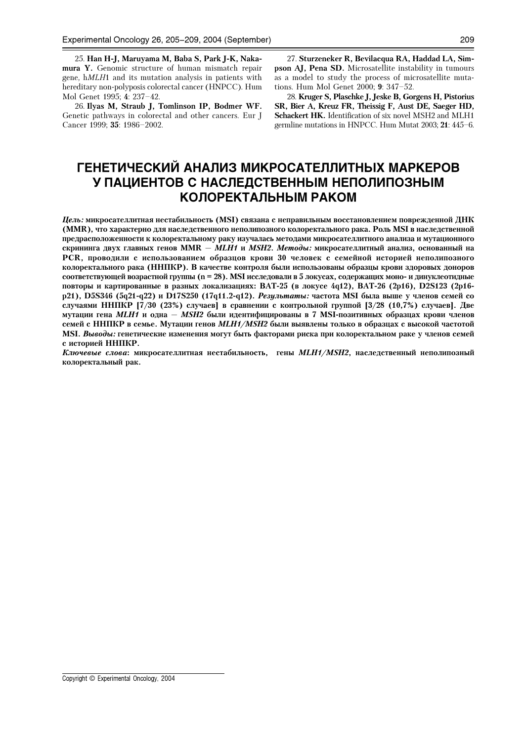25. **Han H-J, Maruyama M, Baba S, Park J-K, Nakamura Y.** Genomic structure of human mismatch repair gene, h*MLH*1 and its mutation analysis in patients with hereditary non-polyposis colorectal cancer (HNPCC). Hum Mol Genet 1995; **4**: 237–42.

26. **Ilyas M, Straub J, Tomlinson IP, Bodmer WF.** Genetic pathways in colorectal and other cancers. Eur J Cancer 1999; **35**: 1986–2002.

27. **Sturzeneker R, Bevilacqua RA, Haddad LA, Simpson AJ, Pena SD.** Microsatellite instability in tumours as a model to study the process of microsatellite mutations. Hum Mol Genet 2000; **9**: 347–52.

28. **Kruger S, Plaschke J, Jeske B, Gorgens H, Pistorius SR, Bier A, Kreuz FR, Theissig F, Aust DE, Saeger HD, Schackert HK.** Identification of six novel MSH2 and MLH1 germline mutations in HNPCC. Hum Mutat 2003; **21**: 445–6.

# ГЕНЕТИЧЕСКИЙ АНАЛИЗ МИКРОСАТЕЛЛИТНЫХ МАРКЕРОВ У ПАЦИЕНТОВ С НАСЛЕДСТВЕННЫМ НЕПОЛИПОЗНЫМ КОЛОРЕКТАЛЬНЫМ РАКОМ

***Цель:*** **микросателлитная нестабильность (MSI) связана с неправильным восстановлением поврежденной ДНК (MMR), что характерно для наследственного неполипозного колоректального рака. Роль MSI в наследственной предрасположенности к колоректальному раку изучалась методами микросателлитного анализа и мутационного скрининга двух главных генов MMR —** ***MLH1*** **и** ***MSH2*****.** ***Методы:*** **микросателлитный анализ, основанный на PCR, проводили с использованием образцов крови 30 человек с семейной историей неполипозного колоректального рака (ННПКР). В качестве контроля были использованы образцы крови здоровых доноров соответствующей возрастной группы (n = 28). MSI исследовали в 5 локусах, содержащих моно- и динуклеотидные повторы и картированные в разных локализациях: BAT-25 (в локусе 4q12), BAT-26 (2p16), D2S123 (2p16-p21), D5S346 (5q21-q22) и D17S250 (17q11.2-q12).** ***Результаты:*** **частота MSI была выше у членов семей со случаями ННПКР [7/30 (23%) случаев] в сравнении с контрольной группой [3/28 (10,7%) случаев]. Две мутации гена** ***MLH1*** **и одна —** ***MSH2*** **были идентифицированы в 7 MSI-позитивных образцах крови членов семей с ННПКР в семье. Мутации генов** ***MLH1/MSH2*** **были выявлены только в образцах с высокой частотой MSI.** ***Выводы:*** **генетические изменения могут быть факторами риска при колоректальном раке у членов семей с историей ННПКР.**

***Ключевые слова*****: микросателлитная нестабильность, гены** ***MLH1/MSH2*****, наследственный неполипозный колоректальный рак.**